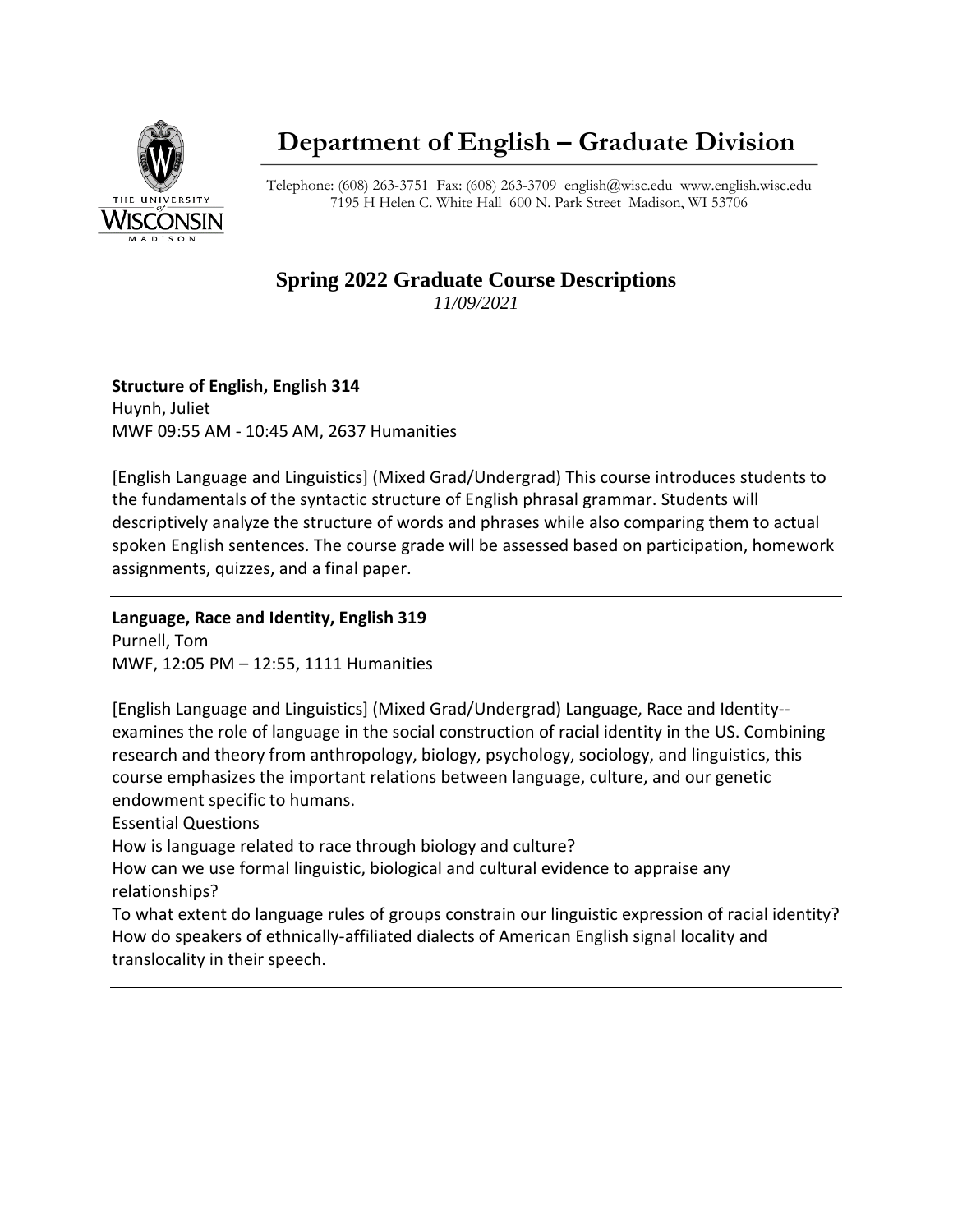# Department of English – Graduate Division

Telephone: (608) 263-3751 Fax: (608) 263-3709 english@wisc.edu www.english.wisc.edu
7195 H Helen C. White Hall 600 N. Park Street Madison, WI 53706

## Spring 2022 Graduate Course Descriptions

*11/09/2021*

**Structure of English, English 314**
Huynh, Juliet
MWF 09:55 AM - 10:45 AM, 2637 Humanities

[English Language and Linguistics] (Mixed Grad/Undergrad) This course introduces students to the fundamentals of the syntactic structure of English phrasal grammar. Students will descriptively analyze the structure of words and phrases while also comparing them to actual spoken English sentences. The course grade will be assessed based on participation, homework assignments, quizzes, and a final paper.

---

**Language, Race and Identity, English 319**
Purnell, Tom
MWF, 12:05 PM – 12:55, 1111 Humanities

[English Language and Linguistics] (Mixed Grad/Undergrad) Language, Race and Identity--examines the role of language in the social construction of racial identity in the US. Combining research and theory from anthropology, biology, psychology, sociology, and linguistics, this course emphasizes the important relations between language, culture, and our genetic endowment specific to humans.

Essential Questions

How is language related to race through biology and culture?

How can we use formal linguistic, biological and cultural evidence to appraise any relationships?

To what extent do language rules of groups constrain our linguistic expression of racial identity?

How do speakers of ethnically-affiliated dialects of American English signal locality and translocality in their speech.

---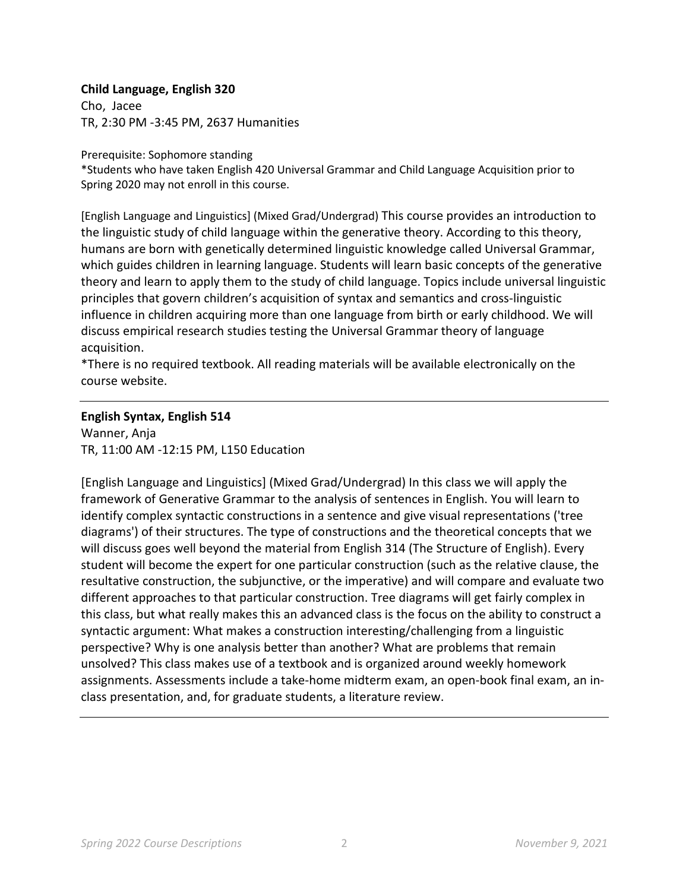**Child Language, English 320**
Cho, Jacee
TR, 2:30 PM -3:45 PM, 2637 Humanities

Prerequisite: Sophomore standing
*Students who have taken English 420 Universal Grammar and Child Language Acquisition prior to Spring 2020 may not enroll in this course.

[English Language and Linguistics] (Mixed Grad/Undergrad) This course provides an introduction to the linguistic study of child language within the generative theory. According to this theory, humans are born with genetically determined linguistic knowledge called Universal Grammar, which guides children in learning language. Students will learn basic concepts of the generative theory and learn to apply them to the study of child language. Topics include universal linguistic principles that govern children's acquisition of syntax and semantics and cross-linguistic influence in children acquiring more than one language from birth or early childhood. We will discuss empirical research studies testing the Universal Grammar theory of language acquisition.
*There is no required textbook. All reading materials will be available electronically on the course website.

---

**English Syntax, English 514**
Wanner, Anja
TR, 11:00 AM -12:15 PM, L150 Education

[English Language and Linguistics] (Mixed Grad/Undergrad) In this class we will apply the framework of Generative Grammar to the analysis of sentences in English. You will learn to identify complex syntactic constructions in a sentence and give visual representations ('tree diagrams') of their structures. The type of constructions and the theoretical concepts that we will discuss goes well beyond the material from English 314 (The Structure of English). Every student will become the expert for one particular construction (such as the relative clause, the resultative construction, the subjunctive, or the imperative) and will compare and evaluate two different approaches to that particular construction. Tree diagrams will get fairly complex in this class, but what really makes this an advanced class is the focus on the ability to construct a syntactic argument: What makes a construction interesting/challenging from a linguistic perspective? Why is one analysis better than another? What are problems that remain unsolved? This class makes use of a textbook and is organized around weekly homework assignments. Assessments include a take-home midterm exam, an open-book final exam, an in-class presentation, and, for graduate students, a literature review.

---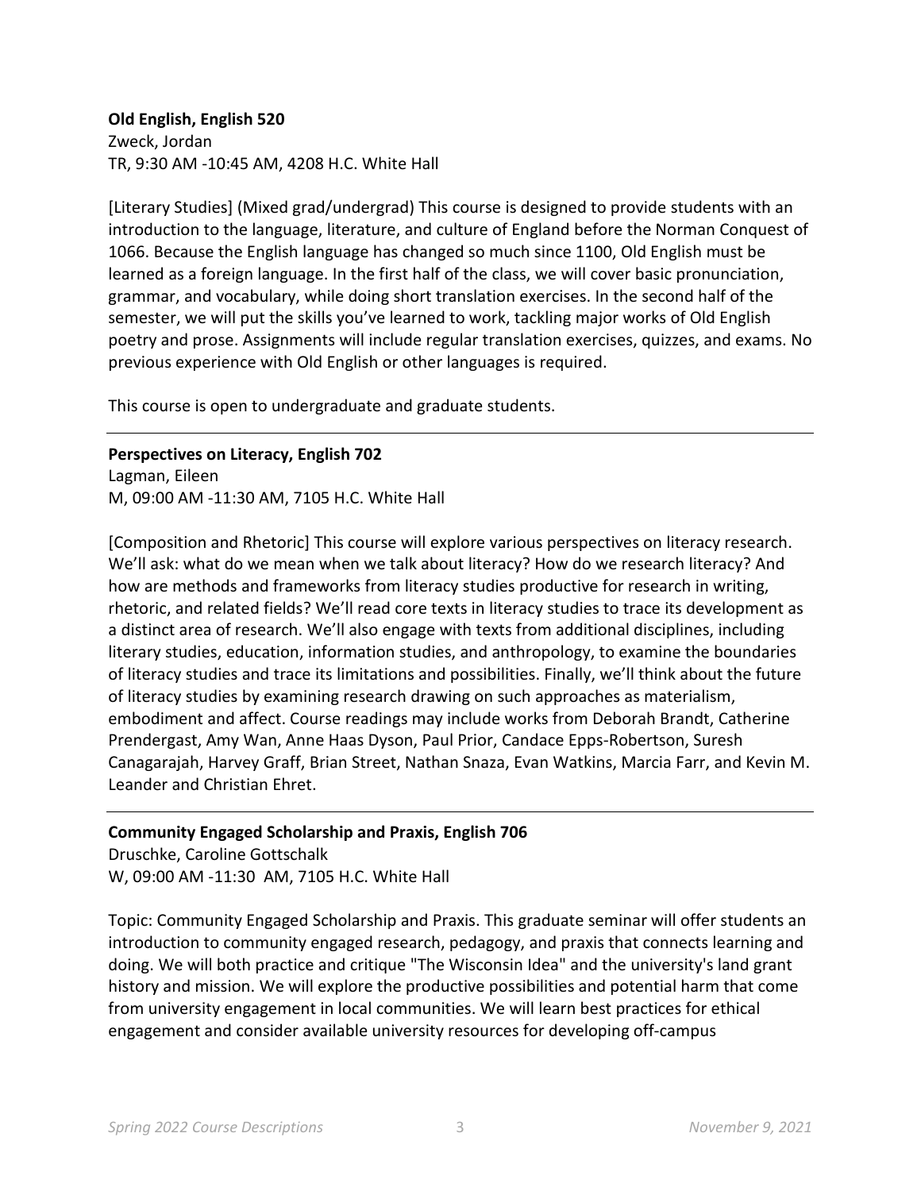**Old English, English 520**
Zweck, Jordan
TR, 9:30 AM -10:45 AM, 4208 H.C. White Hall

[Literary Studies] (Mixed grad/undergrad) This course is designed to provide students with an introduction to the language, literature, and culture of England before the Norman Conquest of 1066. Because the English language has changed so much since 1100, Old English must be learned as a foreign language. In the first half of the class, we will cover basic pronunciation, grammar, and vocabulary, while doing short translation exercises. In the second half of the semester, we will put the skills you've learned to work, tackling major works of Old English poetry and prose. Assignments will include regular translation exercises, quizzes, and exams. No previous experience with Old English or other languages is required.

This course is open to undergraduate and graduate students.

---

**Perspectives on Literacy, English 702**
Lagman, Eileen
M, 09:00 AM -11:30 AM, 7105 H.C. White Hall

[Composition and Rhetoric] This course will explore various perspectives on literacy research. We'll ask: what do we mean when we talk about literacy? How do we research literacy? And how are methods and frameworks from literacy studies productive for research in writing, rhetoric, and related fields? We'll read core texts in literacy studies to trace its development as a distinct area of research. We'll also engage with texts from additional disciplines, including literary studies, education, information studies, and anthropology, to examine the boundaries of literacy studies and trace its limitations and possibilities. Finally, we'll think about the future of literacy studies by examining research drawing on such approaches as materialism, embodiment and affect. Course readings may include works from Deborah Brandt, Catherine Prendergast, Amy Wan, Anne Haas Dyson, Paul Prior, Candace Epps-Robertson, Suresh Canagarajah, Harvey Graff, Brian Street, Nathan Snaza, Evan Watkins, Marcia Farr, and Kevin M. Leander and Christian Ehret.

---

**Community Engaged Scholarship and Praxis, English 706**
Druschke, Caroline Gottschalk
W, 09:00 AM -11:30 AM, 7105 H.C. White Hall

Topic: Community Engaged Scholarship and Praxis. This graduate seminar will offer students an introduction to community engaged research, pedagogy, and praxis that connects learning and doing. We will both practice and critique "The Wisconsin Idea" and the university's land grant history and mission. We will explore the productive possibilities and potential harm that come from university engagement in local communities. We will learn best practices for ethical engagement and consider available university resources for developing off-campus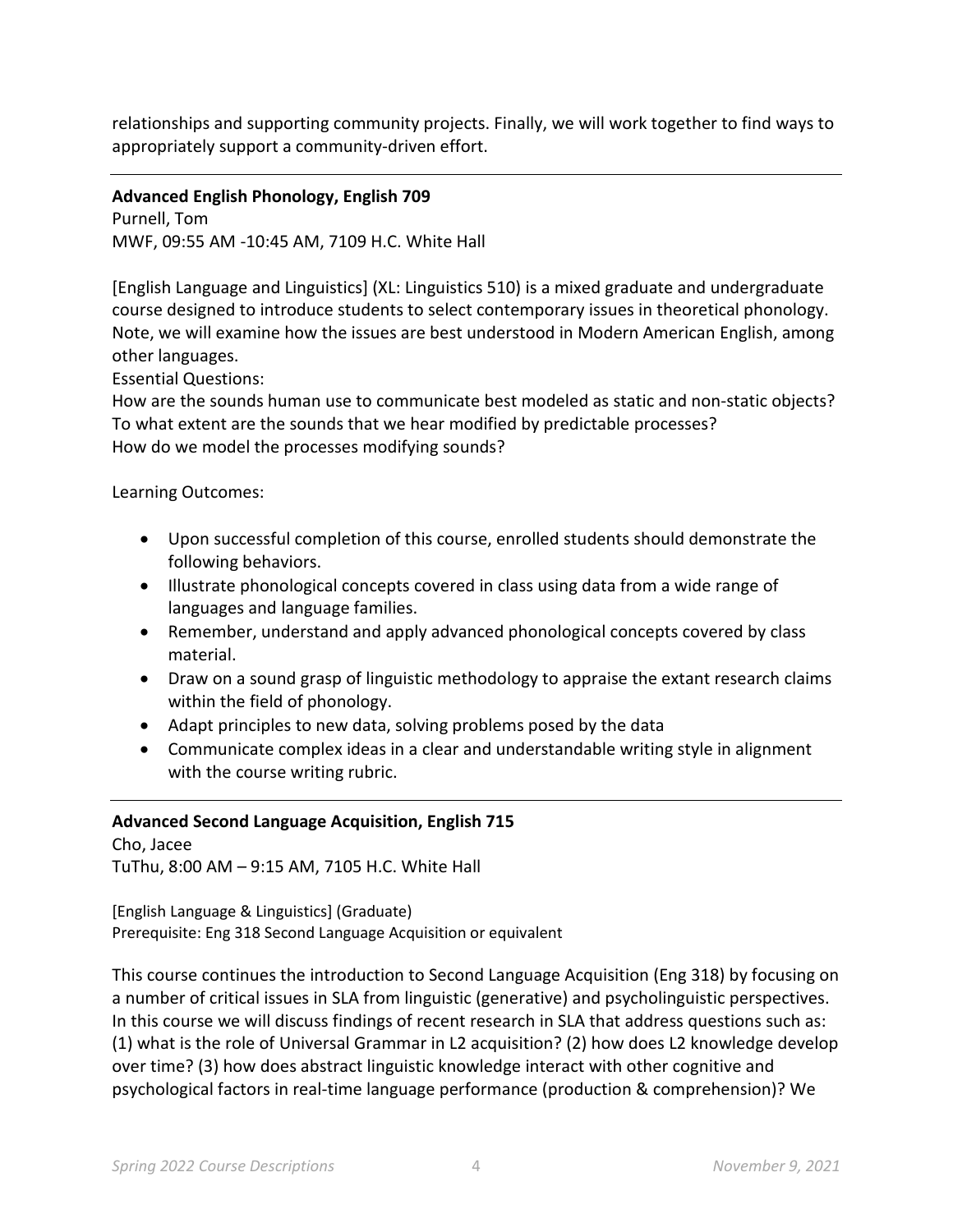relationships and supporting community projects. Finally, we will work together to find ways to appropriately support a community-driven effort.

---

**Advanced English Phonology, English 709**

Purnell, Tom
MWF, 09:55 AM -10:45 AM, 7109 H.C. White Hall

[English Language and Linguistics] (XL: Linguistics 510) is a mixed graduate and undergraduate course designed to introduce students to select contemporary issues in theoretical phonology. Note, we will examine how the issues are best understood in Modern American English, among other languages.

Essential Questions:
How are the sounds human use to communicate best modeled as static and non-static objects?
To what extent are the sounds that we hear modified by predictable processes?
How do we model the processes modifying sounds?

Learning Outcomes:

- Upon successful completion of this course, enrolled students should demonstrate the following behaviors.
- Illustrate phonological concepts covered in class using data from a wide range of languages and language families.
- Remember, understand and apply advanced phonological concepts covered by class material.
- Draw on a sound grasp of linguistic methodology to appraise the extant research claims within the field of phonology.
- Adapt principles to new data, solving problems posed by the data
- Communicate complex ideas in a clear and understandable writing style in alignment with the course writing rubric.

---

**Advanced Second Language Acquisition, English 715**

Cho, Jacee
TuThu, 8:00 AM – 9:15 AM, 7105 H.C. White Hall

[English Language & Linguistics] (Graduate)
Prerequisite: Eng 318 Second Language Acquisition or equivalent

This course continues the introduction to Second Language Acquisition (Eng 318) by focusing on a number of critical issues in SLA from linguistic (generative) and psycholinguistic perspectives. In this course we will discuss findings of recent research in SLA that address questions such as: (1) what is the role of Universal Grammar in L2 acquisition? (2) how does L2 knowledge develop over time? (3) how does abstract linguistic knowledge interact with other cognitive and psychological factors in real-time language performance (production & comprehension)? We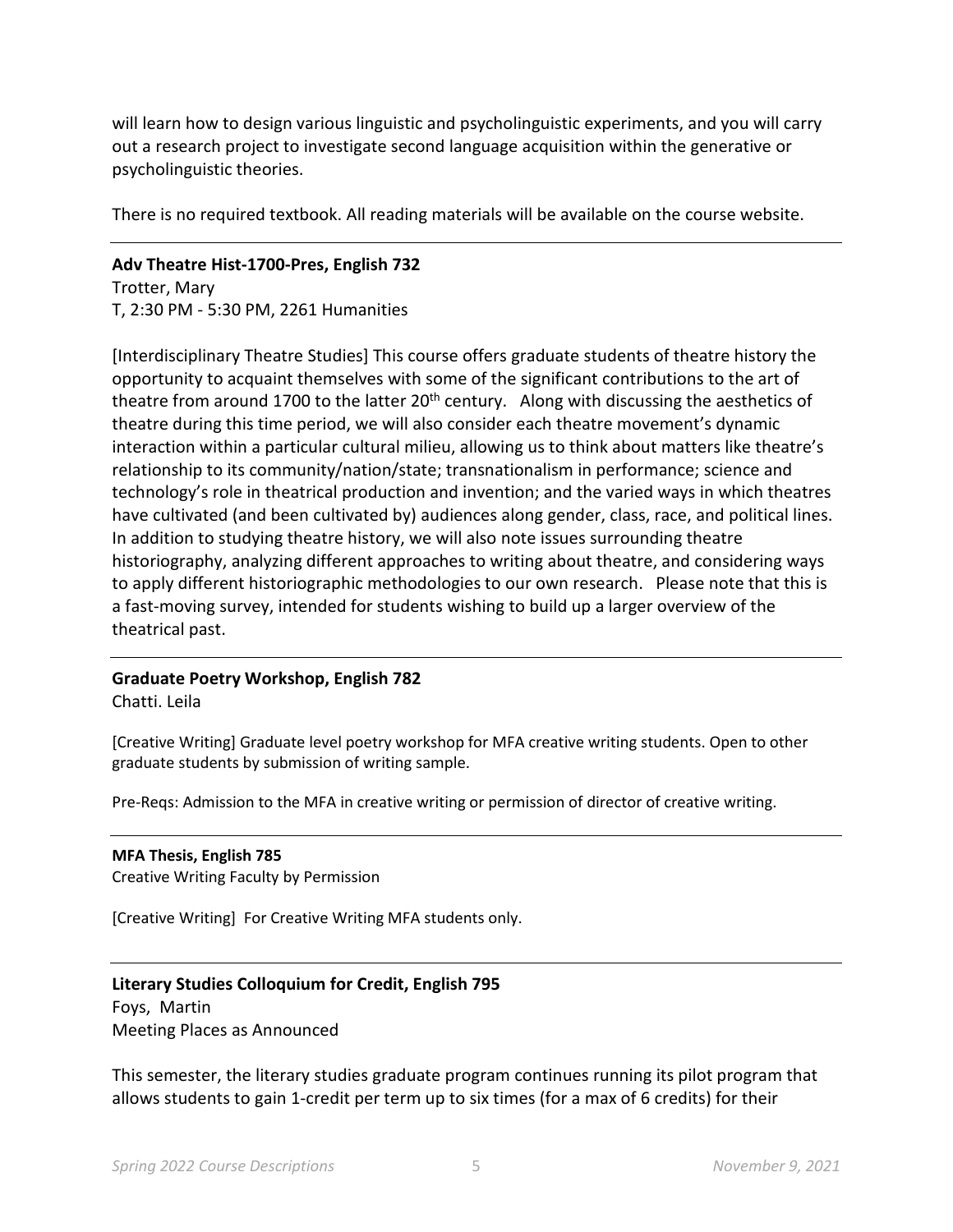will learn how to design various linguistic and psycholinguistic experiments, and you will carry out a research project to investigate second language acquisition within the generative or psycholinguistic theories.

There is no required textbook. All reading materials will be available on the course website.

---

**Adv Theatre Hist-1700-Pres, English 732**
Trotter, Mary
T, 2:30 PM - 5:30 PM, 2261 Humanities

[Interdisciplinary Theatre Studies] This course offers graduate students of theatre history the opportunity to acquaint themselves with some of the significant contributions to the art of theatre from around 1700 to the latter 20th century. Along with discussing the aesthetics of theatre during this time period, we will also consider each theatre movement's dynamic interaction within a particular cultural milieu, allowing us to think about matters like theatre's relationship to its community/nation/state; transnationalism in performance; science and technology's role in theatrical production and invention; and the varied ways in which theatres have cultivated (and been cultivated by) audiences along gender, class, race, and political lines. In addition to studying theatre history, we will also note issues surrounding theatre historiography, analyzing different approaches to writing about theatre, and considering ways to apply different historiographic methodologies to our own research. Please note that this is a fast-moving survey, intended for students wishing to build up a larger overview of the theatrical past.

---

**Graduate Poetry Workshop, English 782**
Chatti. Leila

[Creative Writing] Graduate level poetry workshop for MFA creative writing students. Open to other graduate students by submission of writing sample.

Pre-Reqs: Admission to the MFA in creative writing or permission of director of creative writing.

---

**MFA Thesis, English 785**
Creative Writing Faculty by Permission

[Creative Writing] For Creative Writing MFA students only.

---

**Literary Studies Colloquium for Credit, English 795**
Foys, Martin
Meeting Places as Announced

This semester, the literary studies graduate program continues running its pilot program that allows students to gain 1-credit per term up to six times (for a max of 6 credits) for their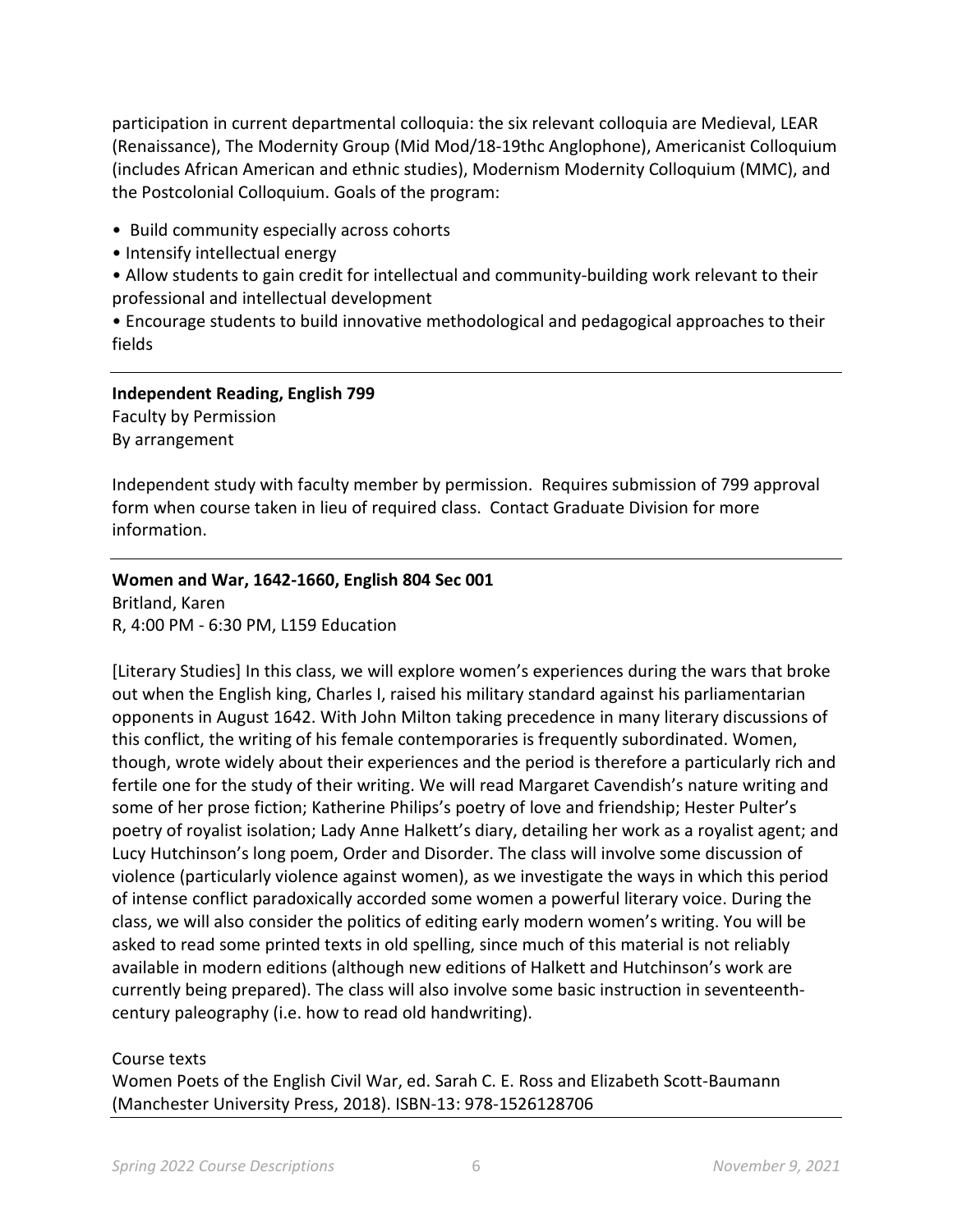participation in current departmental colloquia: the six relevant colloquia are Medieval, LEAR (Renaissance), The Modernity Group (Mid Mod/18-19thc Anglophone), Americanist Colloquium (includes African American and ethnic studies), Modernism Modernity Colloquium (MMC), and the Postcolonial Colloquium. Goals of the program:

- Build community especially across cohorts
- Intensify intellectual energy
- Allow students to gain credit for intellectual and community-building work relevant to their professional and intellectual development
- Encourage students to build innovative methodological and pedagogical approaches to their fields

---

**Independent Reading, English 799**
Faculty by Permission
By arrangement

Independent study with faculty member by permission. Requires submission of 799 approval form when course taken in lieu of required class. Contact Graduate Division for more information.

---

**Women and War, 1642-1660, English 804 Sec 001**
Britland, Karen
R, 4:00 PM - 6:30 PM, L159 Education

[Literary Studies] In this class, we will explore women's experiences during the wars that broke out when the English king, Charles I, raised his military standard against his parliamentarian opponents in August 1642. With John Milton taking precedence in many literary discussions of this conflict, the writing of his female contemporaries is frequently subordinated. Women, though, wrote widely about their experiences and the period is therefore a particularly rich and fertile one for the study of their writing. We will read Margaret Cavendish's nature writing and some of her prose fiction; Katherine Philips's poetry of love and friendship; Hester Pulter's poetry of royalist isolation; Lady Anne Halkett's diary, detailing her work as a royalist agent; and Lucy Hutchinson's long poem, Order and Disorder. The class will involve some discussion of violence (particularly violence against women), as we investigate the ways in which this period of intense conflict paradoxically accorded some women a powerful literary voice. During the class, we will also consider the politics of editing early modern women's writing. You will be asked to read some printed texts in old spelling, since much of this material is not reliably available in modern editions (although new editions of Halkett and Hutchinson's work are currently being prepared). The class will also involve some basic instruction in seventeenth-century paleography (i.e. how to read old handwriting).

Course texts
Women Poets of the English Civil War, ed. Sarah C. E. Ross and Elizabeth Scott-Baumann (Manchester University Press, 2018). ISBN-13: 978-1526128706

---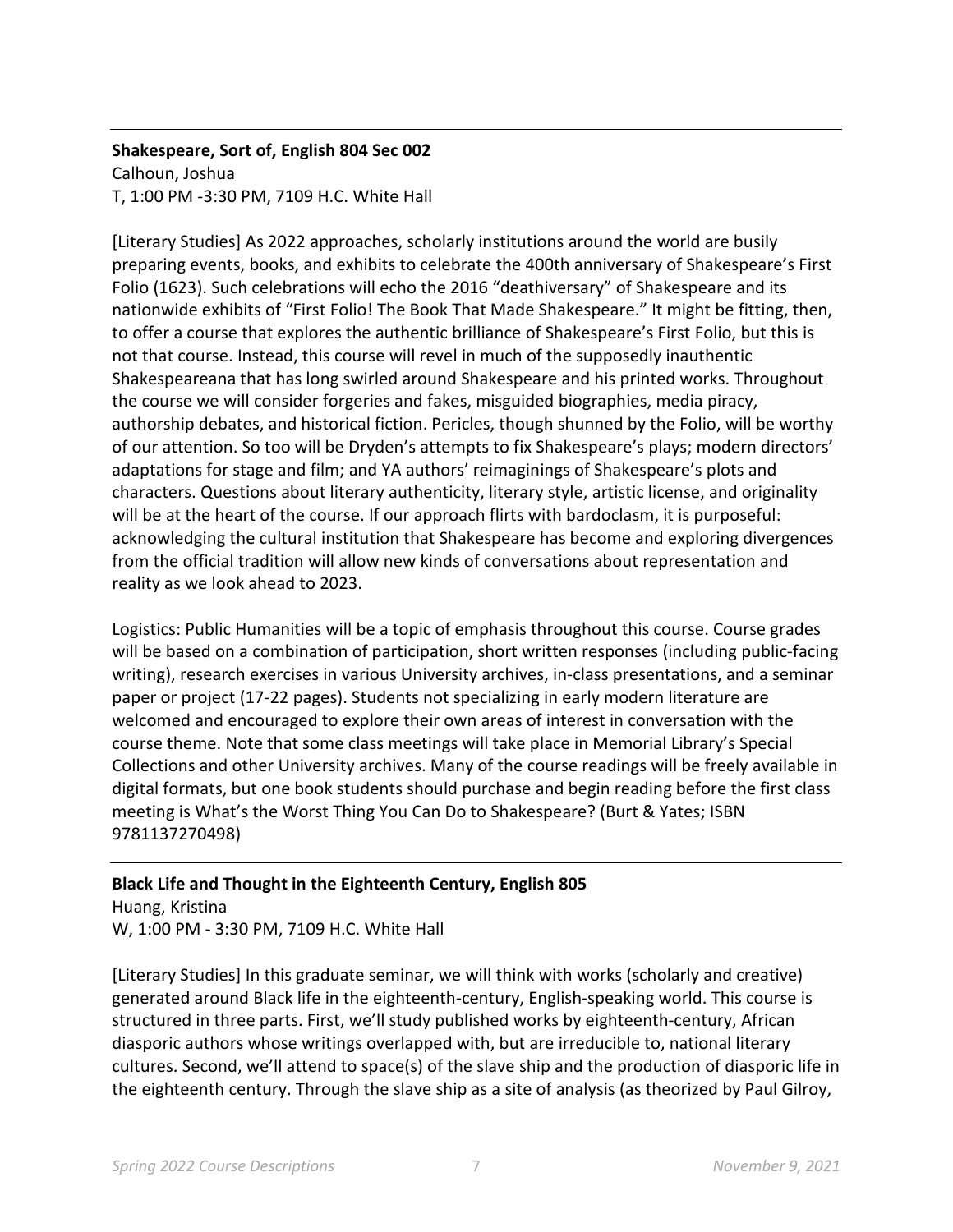---

**Shakespeare, Sort of, English 804 Sec 002**
Calhoun, Joshua
T, 1:00 PM -3:30 PM, 7109 H.C. White Hall

[Literary Studies] As 2022 approaches, scholarly institutions around the world are busily preparing events, books, and exhibits to celebrate the 400th anniversary of Shakespeare's First Folio (1623). Such celebrations will echo the 2016 "deathiversary" of Shakespeare and its nationwide exhibits of "First Folio! The Book That Made Shakespeare." It might be fitting, then, to offer a course that explores the authentic brilliance of Shakespeare's First Folio, but this is not that course. Instead, this course will revel in much of the supposedly inauthentic Shakespeareana that has long swirled around Shakespeare and his printed works. Throughout the course we will consider forgeries and fakes, misguided biographies, media piracy, authorship debates, and historical fiction. Pericles, though shunned by the Folio, will be worthy of our attention. So too will be Dryden's attempts to fix Shakespeare's plays; modern directors' adaptations for stage and film; and YA authors' reimaginings of Shakespeare's plots and characters. Questions about literary authenticity, literary style, artistic license, and originality will be at the heart of the course. If our approach flirts with bardoclasm, it is purposeful: acknowledging the cultural institution that Shakespeare has become and exploring divergences from the official tradition will allow new kinds of conversations about representation and reality as we look ahead to 2023.

Logistics: Public Humanities will be a topic of emphasis throughout this course. Course grades will be based on a combination of participation, short written responses (including public-facing writing), research exercises in various University archives, in-class presentations, and a seminar paper or project (17-22 pages). Students not specializing in early modern literature are welcomed and encouraged to explore their own areas of interest in conversation with the course theme. Note that some class meetings will take place in Memorial Library's Special Collections and other University archives. Many of the course readings will be freely available in digital formats, but one book students should purchase and begin reading before the first class meeting is What's the Worst Thing You Can Do to Shakespeare? (Burt & Yates; ISBN 9781137270498)

---

**Black Life and Thought in the Eighteenth Century, English 805**
Huang, Kristina
W, 1:00 PM - 3:30 PM, 7109 H.C. White Hall

[Literary Studies] In this graduate seminar, we will think with works (scholarly and creative) generated around Black life in the eighteenth-century, English-speaking world. This course is structured in three parts. First, we'll study published works by eighteenth-century, African diasporic authors whose writings overlapped with, but are irreducible to, national literary cultures. Second, we'll attend to space(s) of the slave ship and the production of diasporic life in the eighteenth century. Through the slave ship as a site of analysis (as theorized by Paul Gilroy,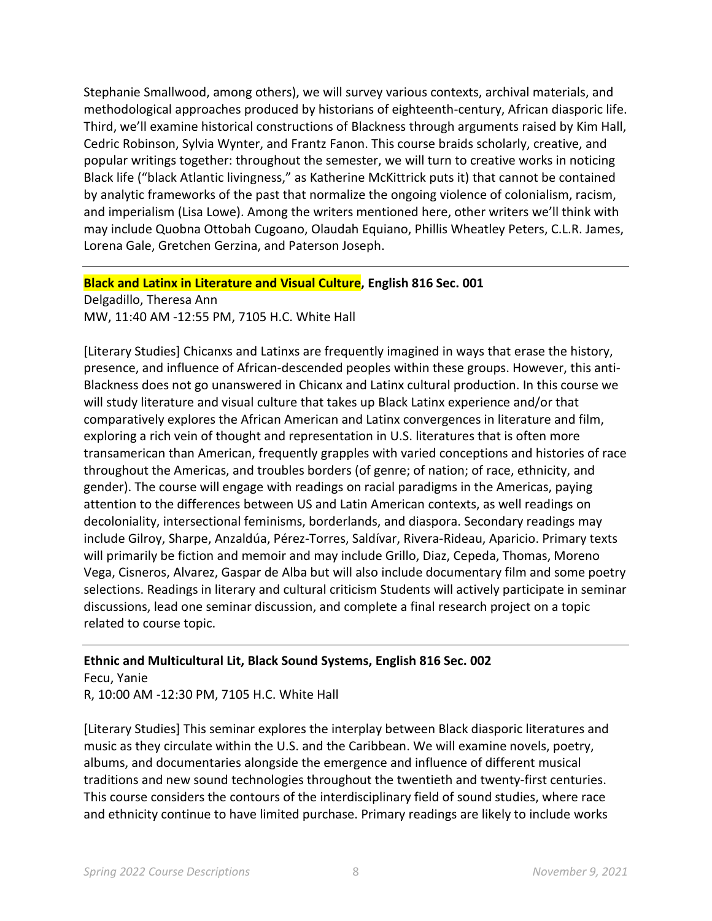Stephanie Smallwood, among others), we will survey various contexts, archival materials, and methodological approaches produced by historians of eighteenth-century, African diasporic life. Third, we'll examine historical constructions of Blackness through arguments raised by Kim Hall, Cedric Robinson, Sylvia Wynter, and Frantz Fanon. This course braids scholarly, creative, and popular writings together: throughout the semester, we will turn to creative works in noticing Black life ("black Atlantic livingness," as Katherine McKittrick puts it) that cannot be contained by analytic frameworks of the past that normalize the ongoing violence of colonialism, racism, and imperialism (Lisa Lowe). Among the writers mentioned here, other writers we'll think with may include Quobna Ottobah Cugoano, Olaudah Equiano, Phillis Wheatley Peters, C.L.R. James, Lorena Gale, Gretchen Gerzina, and Paterson Joseph.

---

**Black and Latinx in Literature and Visual Culture, English 816 Sec. 001**

Delgadillo, Theresa Ann
MW, 11:40 AM -12:55 PM, 7105 H.C. White Hall

[Literary Studies] Chicanxs and Latinxs are frequently imagined in ways that erase the history, presence, and influence of African-descended peoples within these groups. However, this anti-Blackness does not go unanswered in Chicanx and Latinx cultural production. In this course we will study literature and visual culture that takes up Black Latinx experience and/or that comparatively explores the African American and Latinx convergences in literature and film, exploring a rich vein of thought and representation in U.S. literatures that is often more transamerican than American, frequently grapples with varied conceptions and histories of race throughout the Americas, and troubles borders (of genre; of nation; of race, ethnicity, and gender). The course will engage with readings on racial paradigms in the Americas, paying attention to the differences between US and Latin American contexts, as well readings on decoloniality, intersectional feminisms, borderlands, and diaspora. Secondary readings may include Gilroy, Sharpe, Anzaldúa, Pérez-Torres, Saldívar, Rivera-Rideau, Aparicio. Primary texts will primarily be fiction and memoir and may include Grillo, Diaz, Cepeda, Thomas, Moreno Vega, Cisneros, Alvarez, Gaspar de Alba but will also include documentary film and some poetry selections. Readings in literary and cultural criticism Students will actively participate in seminar discussions, lead one seminar discussion, and complete a final research project on a topic related to course topic.

---

**Ethnic and Multicultural Lit, Black Sound Systems, English 816 Sec. 002**

Fecu, Yanie
R, 10:00 AM -12:30 PM, 7105 H.C. White Hall

[Literary Studies] This seminar explores the interplay between Black diasporic literatures and music as they circulate within the U.S. and the Caribbean. We will examine novels, poetry, albums, and documentaries alongside the emergence and influence of different musical traditions and new sound technologies throughout the twentieth and twenty-first centuries. This course considers the contours of the interdisciplinary field of sound studies, where race and ethnicity continue to have limited purchase. Primary readings are likely to include works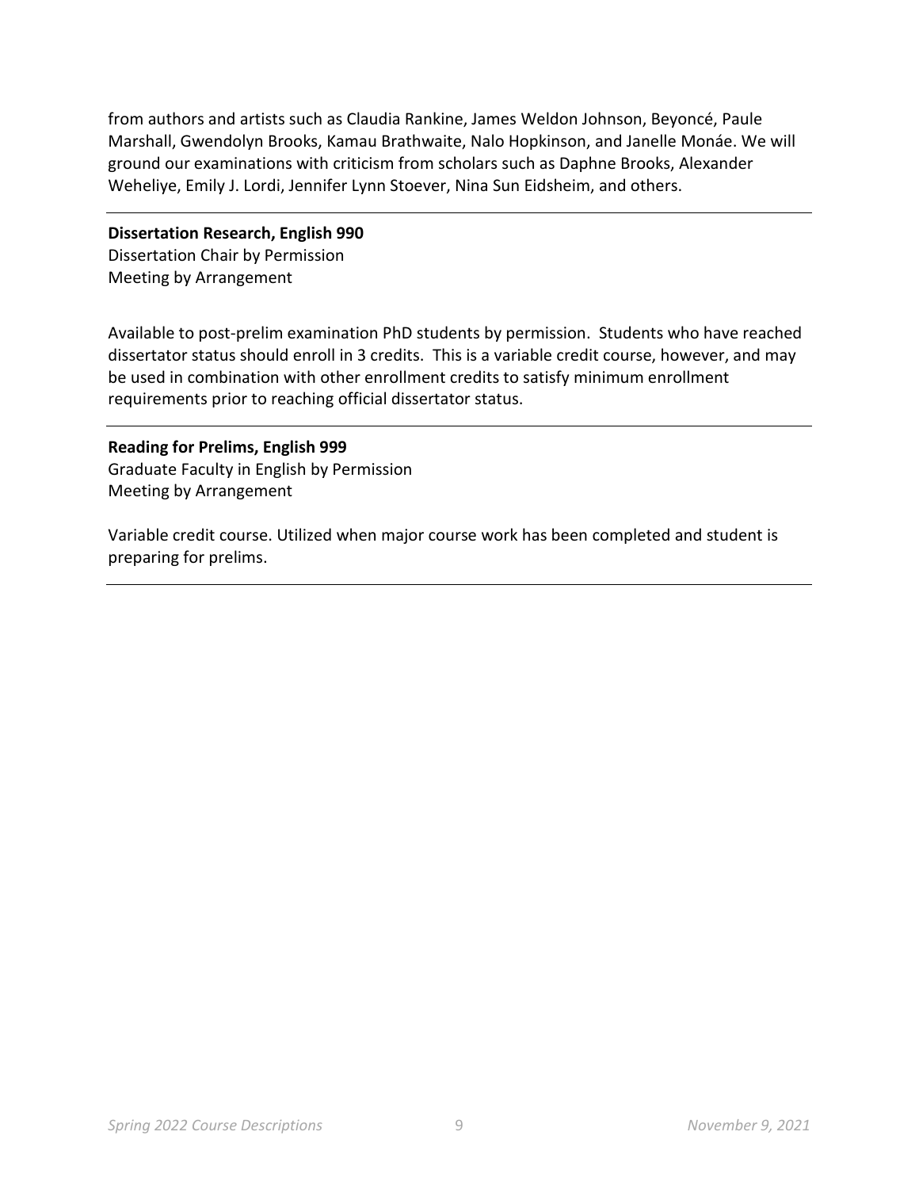from authors and artists such as Claudia Rankine, James Weldon Johnson, Beyoncé, Paule Marshall, Gwendolyn Brooks, Kamau Brathwaite, Nalo Hopkinson, and Janelle Monáe. We will ground our examinations with criticism from scholars such as Daphne Brooks, Alexander Weheliye, Emily J. Lordi, Jennifer Lynn Stoever, Nina Sun Eidsheim, and others.

---

**Dissertation Research, English 990**
Dissertation Chair by Permission
Meeting by Arrangement

Available to post-prelim examination PhD students by permission. Students who have reached dissertator status should enroll in 3 credits. This is a variable credit course, however, and may be used in combination with other enrollment credits to satisfy minimum enrollment requirements prior to reaching official dissertator status.

---

**Reading for Prelims, English 999**
Graduate Faculty in English by Permission
Meeting by Arrangement

Variable credit course. Utilized when major course work has been completed and student is preparing for prelims.

---